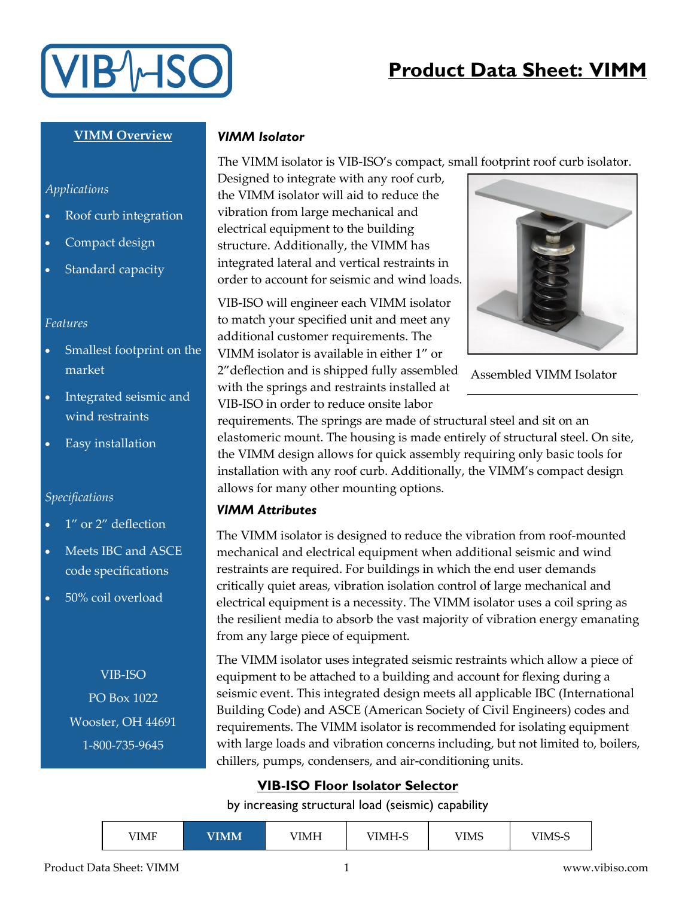# Product Data Sheet: VIMM

## VIMM Overview

*Applications*

- Roof curb integration
- Compact design
- Standard capacity

*Features*

- Smallest footprint on the market
- Integrated seismic and wind restraints
- Easy installation

*Specifications*

- 1" or 2" deflection
- Meets IBC and ASCE code specifications
- 50% coil overload

VIB-ISO
PO Box 1022
Wooster, OH 44691
1-800-735-9645

### *VIMM Isolator*

The VIMM isolator is VIB-ISO's compact, small footprint roof curb isolator. Designed to integrate with any roof curb, the VIMM isolator will aid to reduce the vibration from large mechanical and electrical equipment to the building structure. Additionally, the VIMM has integrated lateral and vertical restraints in order to account for seismic and wind loads.

VIB-ISO will engineer each VIMM isolator to match your specified unit and meet any additional customer requirements. The VIMM isolator is available in either 1" or 2" deflection and is shipped fully assembled with the springs and restraints installed at VIB-ISO in order to reduce onsite labor requirements. The springs are made of structural steel and sit on an elastomeric mount. The housing is made entirely of structural steel. On site, the VIMM design allows for quick assembly requiring only basic tools for installation with any roof curb. Additionally, the VIMM's compact design allows for many other mounting options.

Assembled VIMM Isolator

### *VIMM Attributes*

The VIMM isolator is designed to reduce the vibration from roof-mounted mechanical and electrical equipment when additional seismic and wind restraints are required. For buildings in which the end user demands critically quiet areas, vibration isolation control of large mechanical and electrical equipment is a necessity. The VIMM isolator uses a coil spring as the resilient media to absorb the vast majority of vibration energy emanating from any large piece of equipment.

The VIMM isolator uses integrated seismic restraints which allow a piece of equipment to be attached to a building and account for flexing during a seismic event. This integrated design meets all applicable IBC (International Building Code) and ASCE (American Society of Civil Engineers) codes and requirements. The VIMM isolator is recommended for isolating equipment with large loads and vibration concerns including, but not limited to, boilers, chillers, pumps, condensers, and air-conditioning units.

### VIB-ISO Floor Isolator Selector

by increasing structural load (seismic) capability

| VIMF | **VIMM** | VIMH | VIMH-S | VIMS | VIMS-S |
|---|---|---|---|---|---|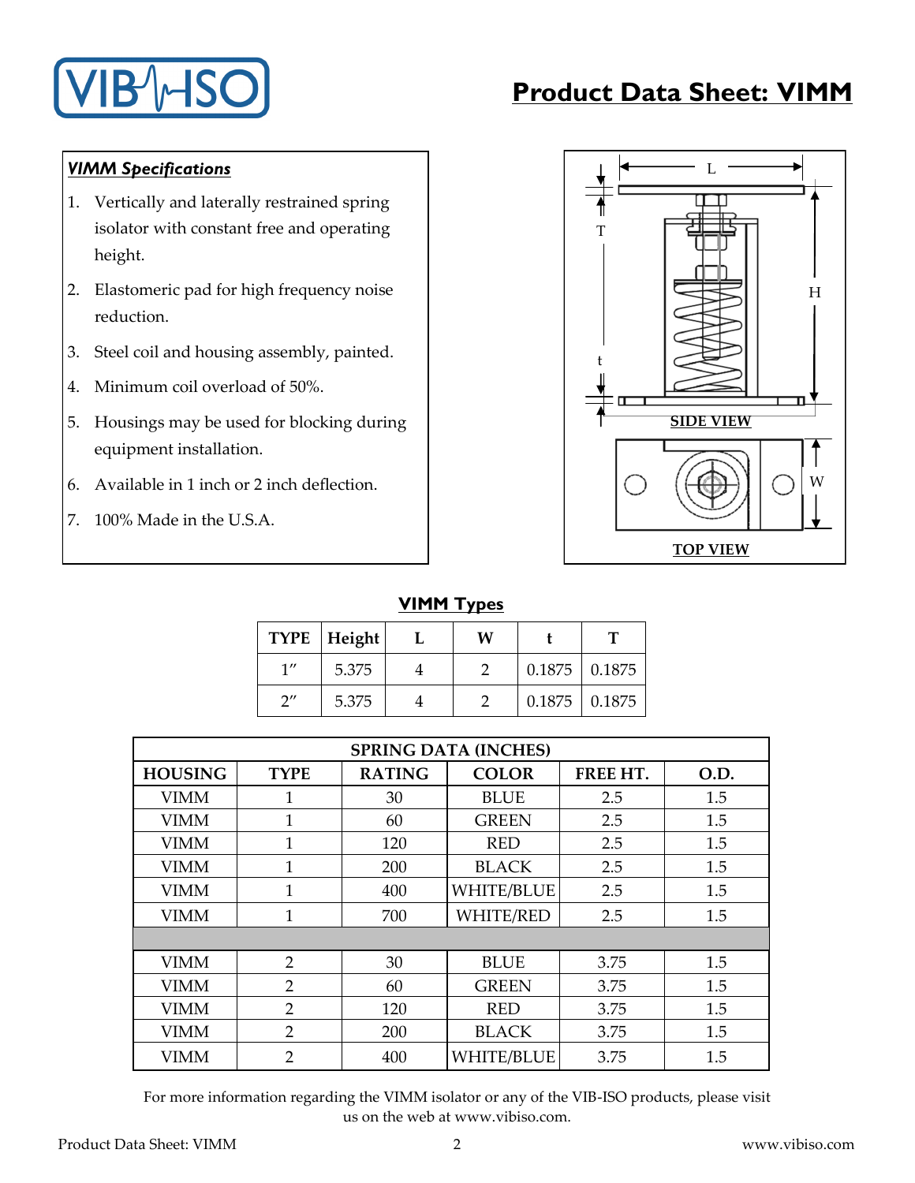# Product Data Sheet: VIMM

***VIMM Specifications***

1. Vertically and laterally restrained spring isolator with constant free and operating height.
2. Elastomeric pad for high frequency noise reduction.
3. Steel coil and housing assembly, painted.
4. Minimum coil overload of 50%.
5. Housings may be used for blocking during equipment installation.
6. Available in 1 inch or 2 inch deflection.
7. 100% Made in the U.S.A.

L

T

H

t

SIDE VIEW

W

TOP VIEW

## VIMM Types

| TYPE | Height | L | W | t | T |
|---|---|---|---|---|---|
| 1″ | 5.375 | 4 | 2 | 0.1875 | 0.1875 |
| 2″ | 5.375 | 4 | 2 | 0.1875 | 0.1875 |

| SPRING DATA (INCHES) | | | | | |
|---|---|---|---|---|---|
| **HOUSING** | **TYPE** | **RATING** | **COLOR** | **FREE HT.** | **O.D.** |
| VIMM | 1 | 30 | BLUE | 2.5 | 1.5 |
| VIMM | 1 | 60 | GREEN | 2.5 | 1.5 |
| VIMM | 1 | 120 | RED | 2.5 | 1.5 |
| VIMM | 1 | 200 | BLACK | 2.5 | 1.5 |
| VIMM | 1 | 400 | WHITE/BLUE | 2.5 | 1.5 |
| VIMM | 1 | 700 | WHITE/RED | 2.5 | 1.5 |
| | | | | | |
| VIMM | 2 | 30 | BLUE | 3.75 | 1.5 |
| VIMM | 2 | 60 | GREEN | 3.75 | 1.5 |
| VIMM | 2 | 120 | RED | 3.75 | 1.5 |
| VIMM | 2 | 200 | BLACK | 3.75 | 1.5 |
| VIMM | 2 | 400 | WHITE/BLUE | 3.75 | 1.5 |

For more information regarding the VIMM isolator or any of the VIB-ISO products, please visit us on the web at www.vibiso.com.